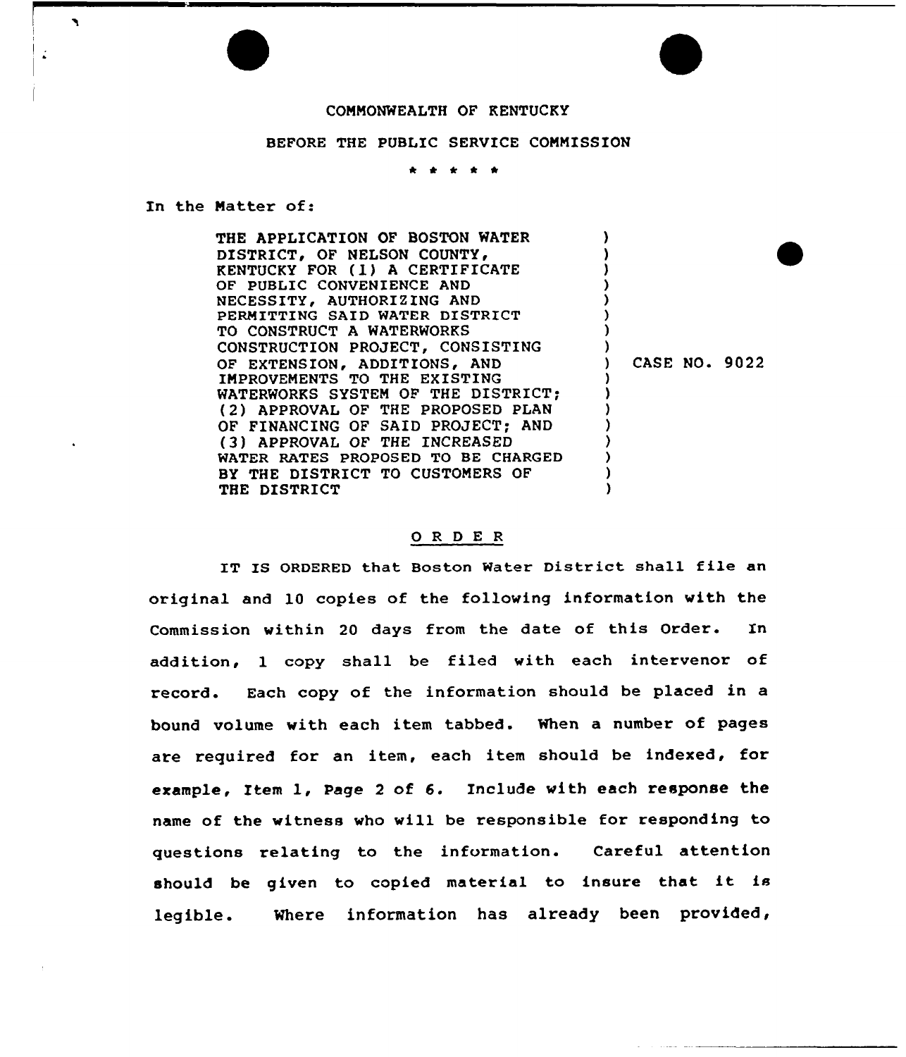COMMONWEALTH OF KENTUCKY

BEFORE THE PUBLIC SERVICE COMMISSION

\* \* \* \* \*

In the Matter of:

| | |
|---|---|
| THE APPLICATION OF BOSTON WATER DISTRICT, OF NELSON COUNTY, KENTUCKY FOR (1) A CERTIFICATE OF PUBLIC CONVENIENCE AND NECESSITY, AUTHORIZING AND PERMITTING SAID WATER DISTRICT TO CONSTRUCT A WATERWORKS CONSTRUCTION PROJECT, CONSISTING OF EXTENSION, ADDITIONS, AND IMPROVEMENTS TO THE EXISTING WATERWORKS SYSTEM OF THE DISTRICT; (2) APPROVAL OF THE PROPOSED PLAN OF FINANCING OF SAID PROJECT; AND (3) APPROVAL OF THE INCREASED WATER RATES PROPOSED TO BE CHARGED BY THE DISTRICT TO CUSTOMERS OF THE DISTRICT | CASE NO. 9022 |

## O R D E R

IT IS ORDERED that Boston Water District shall file an original and 10 copies of the following information with the Commission within 20 days from the date of this Order. In addition, 1 copy shall be filed with each intervenor of record. Each copy of the information should be placed in a bound volume with each item tabbed. When a number of pages are required for an item, each item should be indexed, for example, Item 1, Page 2 of 6. Include with each response the name of the witness who will be responsible for responding to questions relating to the information. Careful attention should be given to copied material to insure that it is legible. Where information has already been provided,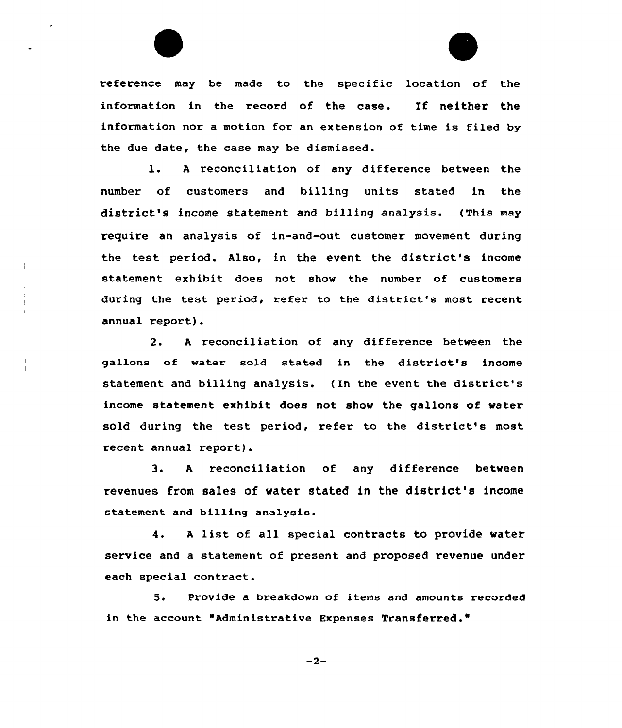reference may be made to the specific location of the information in the record of the case. If neither the information nor a motion for an extension of time is filed by the due date, the case may be dismissed.

1. A reconciliation of any difference between the number of customers and billing units stated in the district's income statement and billing analysis. (This may require an analysis of in-and-out customer movement during the test period. Also, in the event the district's income statement exhibit does not show the number of customers during the test period, refer to the district's most recent annual report).

2. A reconciliation of any difference between the gallons of water sold stated in the district's income statement and billing analysis. (In the event the district's income statement exhibit does not show the gallons of water sold during the test period, refer to the district's most recent annual report).

3. A reconciliation of any difference between revenues from sales of water stated in the district's income statement and billing analysis.

4. A list of all special contracts to provide water service and a statement of present and proposed revenue under each special contract.

5. Provide a breakdown of items and amounts recorded in the account "Administrative Expenses Transferred."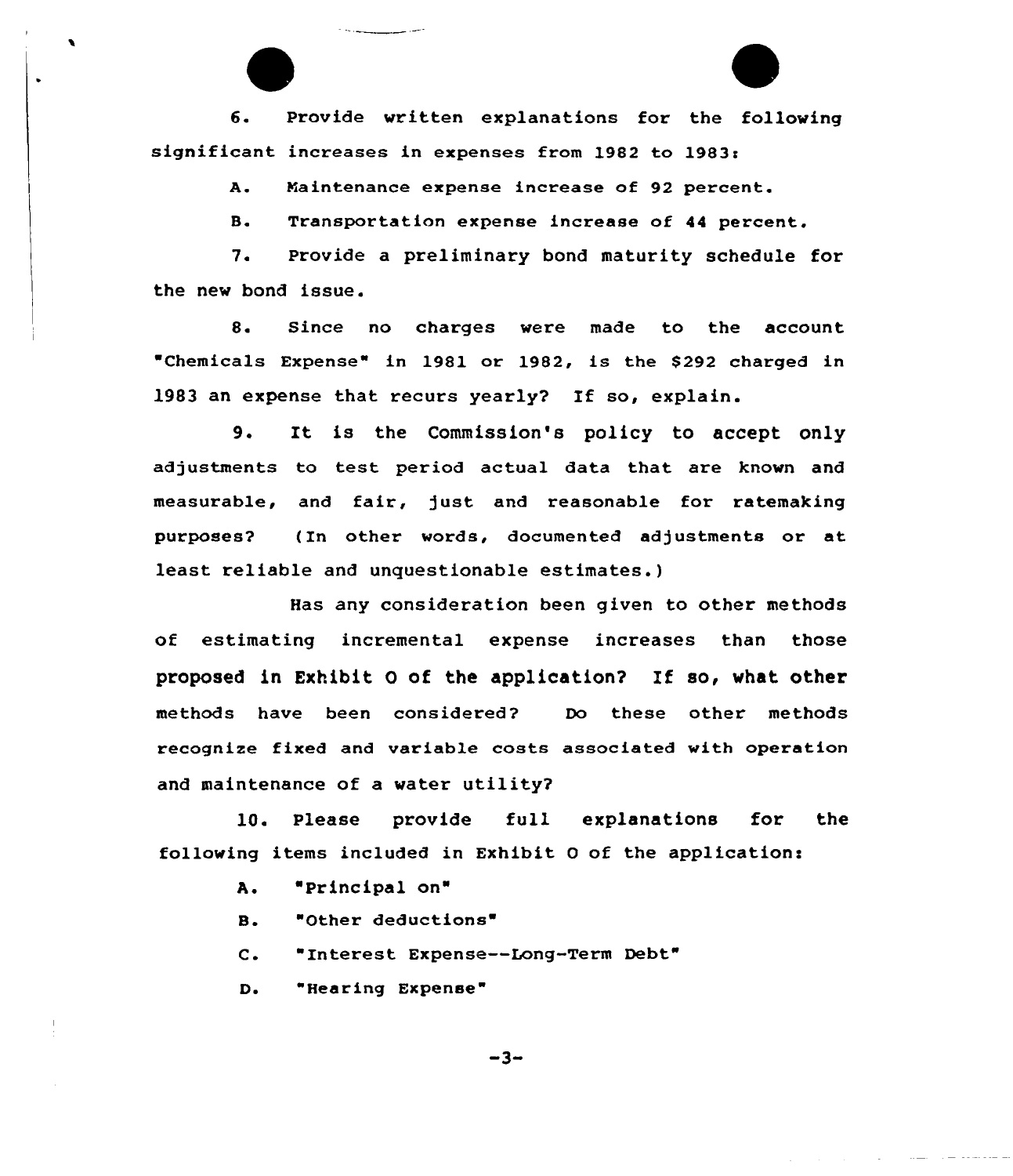6. Provide written explanations for the following significant increases in expenses from 1982 to 1983:

A. Maintenance expense increase of 92 percent.

B. Transportation expense increase of 44 percent.

7. Provide a preliminary bond maturity schedule for the new bond issue.

8. Since no charges were made to the account "Chemicals Expense" in 1981 or 1982, is the $292 charged in 1983 an expense that recurs yearly? If so, explain.

9. It is the Commission's policy to accept only adjustments to test period actual data that are known and measurable, and fair, just and reasonable for ratemaking purposes? (In other words, documented adjustments or at least reliable and unquestionable estimates.)

Has any consideration been given to other methods of estimating incremental expense increases than those proposed in Exhibit O of the application? If so, what other methods have been considered? Do these other methods recognize fixed and variable costs associated with operation and maintenance of a water utility?

10. Please provide full explanations for the following items included in Exhibit O of the application:

A. "Principal on"

B. "Other deductions"

C. "Interest Expense--Long-Term Debt"

D. "Hearing Expense"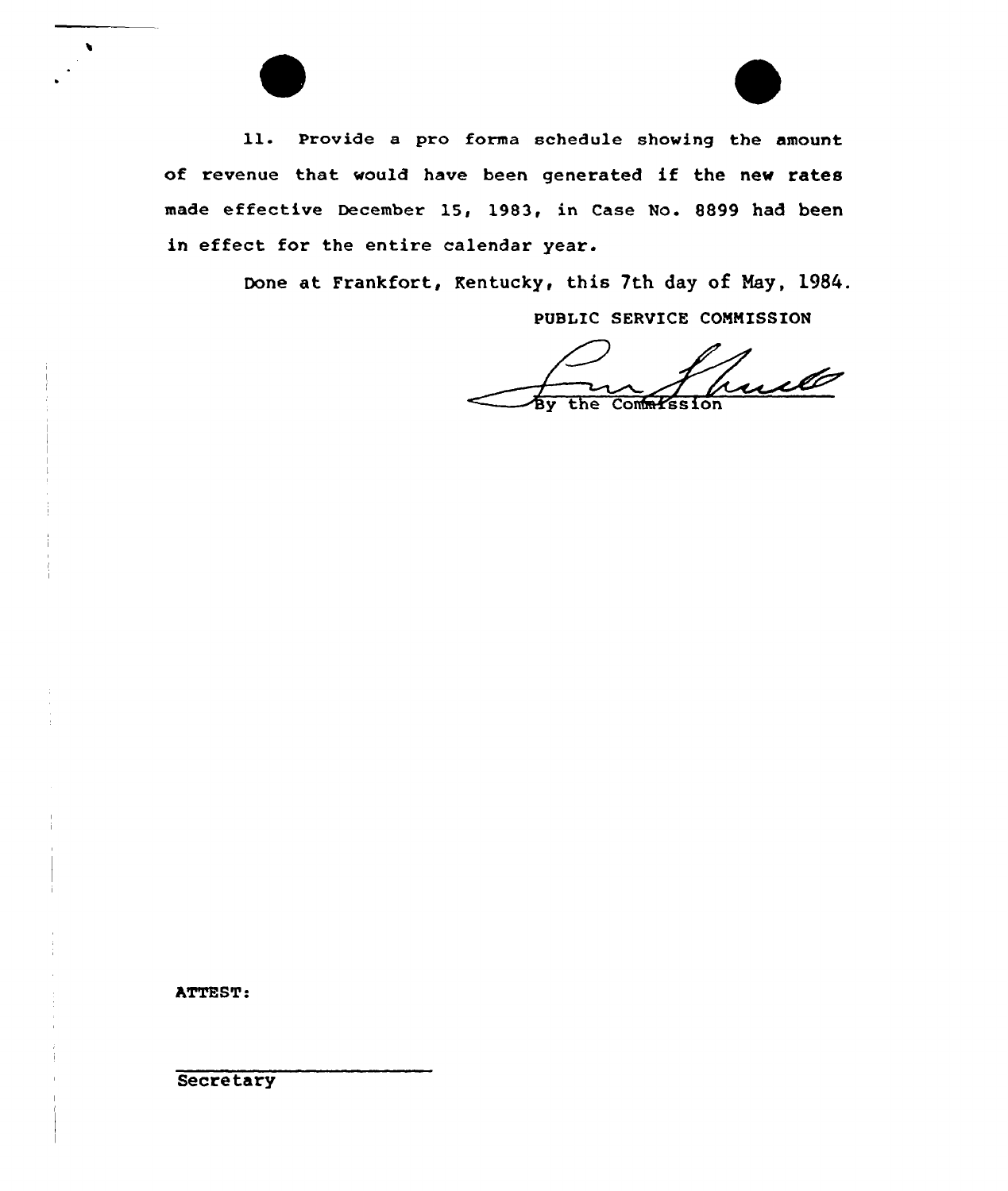11. Provide a pro forma schedule showing the amount of revenue that would have been generated if the new rates made effective December 15, 1983, in Case No. 8899 had been in effect for the entire calendar year.

Done at Frankfort, Kentucky, this 7th day of May, 1984.

PUBLIC SERVICE COMMISSION

By the Commission

ATTEST:

Secretary